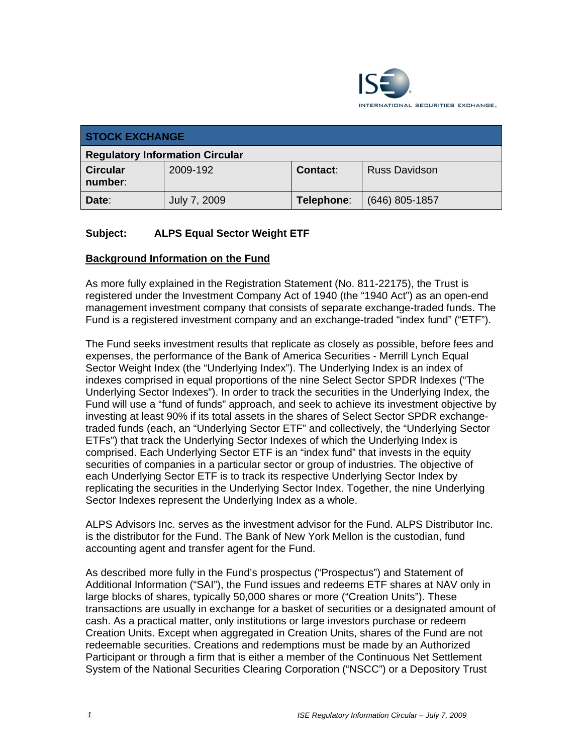ISE INTERNATIONAL SECURITIES EXCHANGE.

| STOCK EXCHANGE | | | |
|---|---|---|---|
| **Regulatory Information Circular** | | | |
| **Circular number**: | 2009-192 | **Contact**: | Russ Davidson |
| **Date**: | July 7, 2009 | **Telephone**: | (646) 805-1857 |

**Subject: ALPS Equal Sector Weight ETF**

**Background Information on the Fund**

As more fully explained in the Registration Statement (No. 811-22175), the Trust is registered under the Investment Company Act of 1940 (the "1940 Act") as an open-end management investment company that consists of separate exchange-traded funds. The Fund is a registered investment company and an exchange-traded "index fund" ("ETF").

The Fund seeks investment results that replicate as closely as possible, before fees and expenses, the performance of the Bank of America Securities - Merrill Lynch Equal Sector Weight Index (the "Underlying Index"). The Underlying Index is an index of indexes comprised in equal proportions of the nine Select Sector SPDR Indexes ("The Underlying Sector Indexes"). In order to track the securities in the Underlying Index, the Fund will use a "fund of funds" approach, and seek to achieve its investment objective by investing at least 90% if its total assets in the shares of Select Sector SPDR exchange-traded funds (each, an "Underlying Sector ETF" and collectively, the "Underlying Sector ETFs") that track the Underlying Sector Indexes of which the Underlying Index is comprised. Each Underlying Sector ETF is an "index fund" that invests in the equity securities of companies in a particular sector or group of industries. The objective of each Underlying Sector ETF is to track its respective Underlying Sector Index by replicating the securities in the Underlying Sector Index. Together, the nine Underlying Sector Indexes represent the Underlying Index as a whole.

ALPS Advisors Inc. serves as the investment advisor for the Fund. ALPS Distributor Inc. is the distributor for the Fund. The Bank of New York Mellon is the custodian, fund accounting agent and transfer agent for the Fund.

As described more fully in the Fund's prospectus ("Prospectus") and Statement of Additional Information ("SAI"), the Fund issues and redeems ETF shares at NAV only in large blocks of shares, typically 50,000 shares or more ("Creation Units"). These transactions are usually in exchange for a basket of securities or a designated amount of cash. As a practical matter, only institutions or large investors purchase or redeem Creation Units. Except when aggregated in Creation Units, shares of the Fund are not redeemable securities. Creations and redemptions must be made by an Authorized Participant or through a firm that is either a member of the Continuous Net Settlement System of the National Securities Clearing Corporation ("NSCC") or a Depository Trust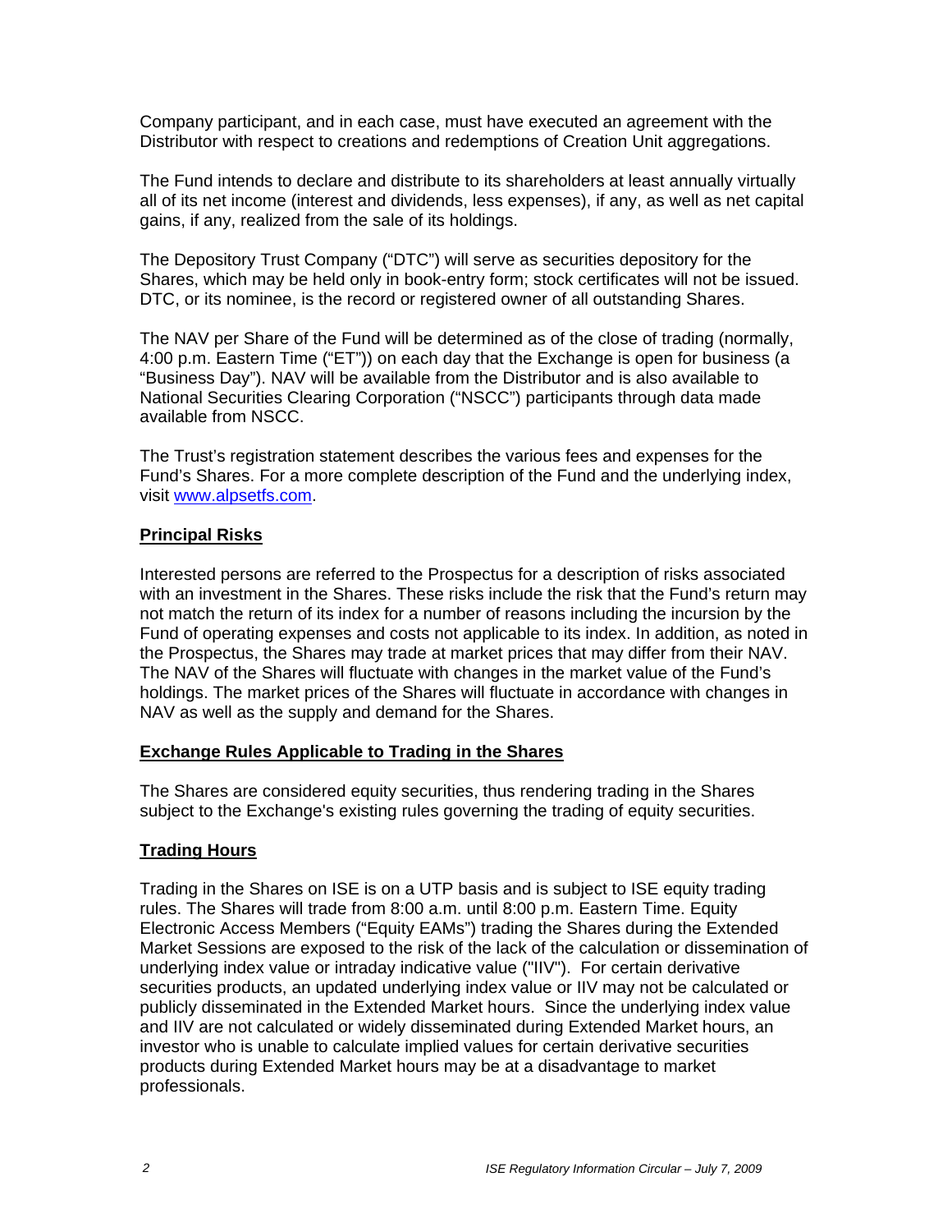Company participant, and in each case, must have executed an agreement with the Distributor with respect to creations and redemptions of Creation Unit aggregations.

The Fund intends to declare and distribute to its shareholders at least annually virtually all of its net income (interest and dividends, less expenses), if any, as well as net capital gains, if any, realized from the sale of its holdings.

The Depository Trust Company ("DTC") will serve as securities depository for the Shares, which may be held only in book-entry form; stock certificates will not be issued. DTC, or its nominee, is the record or registered owner of all outstanding Shares.

The NAV per Share of the Fund will be determined as of the close of trading (normally, 4:00 p.m. Eastern Time ("ET")) on each day that the Exchange is open for business (a "Business Day"). NAV will be available from the Distributor and is also available to National Securities Clearing Corporation ("NSCC") participants through data made available from NSCC.

The Trust's registration statement describes the various fees and expenses for the Fund's Shares. For a more complete description of the Fund and the underlying index, visit www.alpsetfs.com.

## Principal Risks

Interested persons are referred to the Prospectus for a description of risks associated with an investment in the Shares. These risks include the risk that the Fund's return may not match the return of its index for a number of reasons including the incursion by the Fund of operating expenses and costs not applicable to its index. In addition, as noted in the Prospectus, the Shares may trade at market prices that may differ from their NAV. The NAV of the Shares will fluctuate with changes in the market value of the Fund's holdings. The market prices of the Shares will fluctuate in accordance with changes in NAV as well as the supply and demand for the Shares.

## Exchange Rules Applicable to Trading in the Shares

The Shares are considered equity securities, thus rendering trading in the Shares subject to the Exchange's existing rules governing the trading of equity securities.

## Trading Hours

Trading in the Shares on ISE is on a UTP basis and is subject to ISE equity trading rules. The Shares will trade from 8:00 a.m. until 8:00 p.m. Eastern Time. Equity Electronic Access Members ("Equity EAMs") trading the Shares during the Extended Market Sessions are exposed to the risk of the lack of the calculation or dissemination of underlying index value or intraday indicative value ("IIV"). For certain derivative securities products, an updated underlying index value or IIV may not be calculated or publicly disseminated in the Extended Market hours. Since the underlying index value and IIV are not calculated or widely disseminated during Extended Market hours, an investor who is unable to calculate implied values for certain derivative securities products during Extended Market hours may be at a disadvantage to market professionals.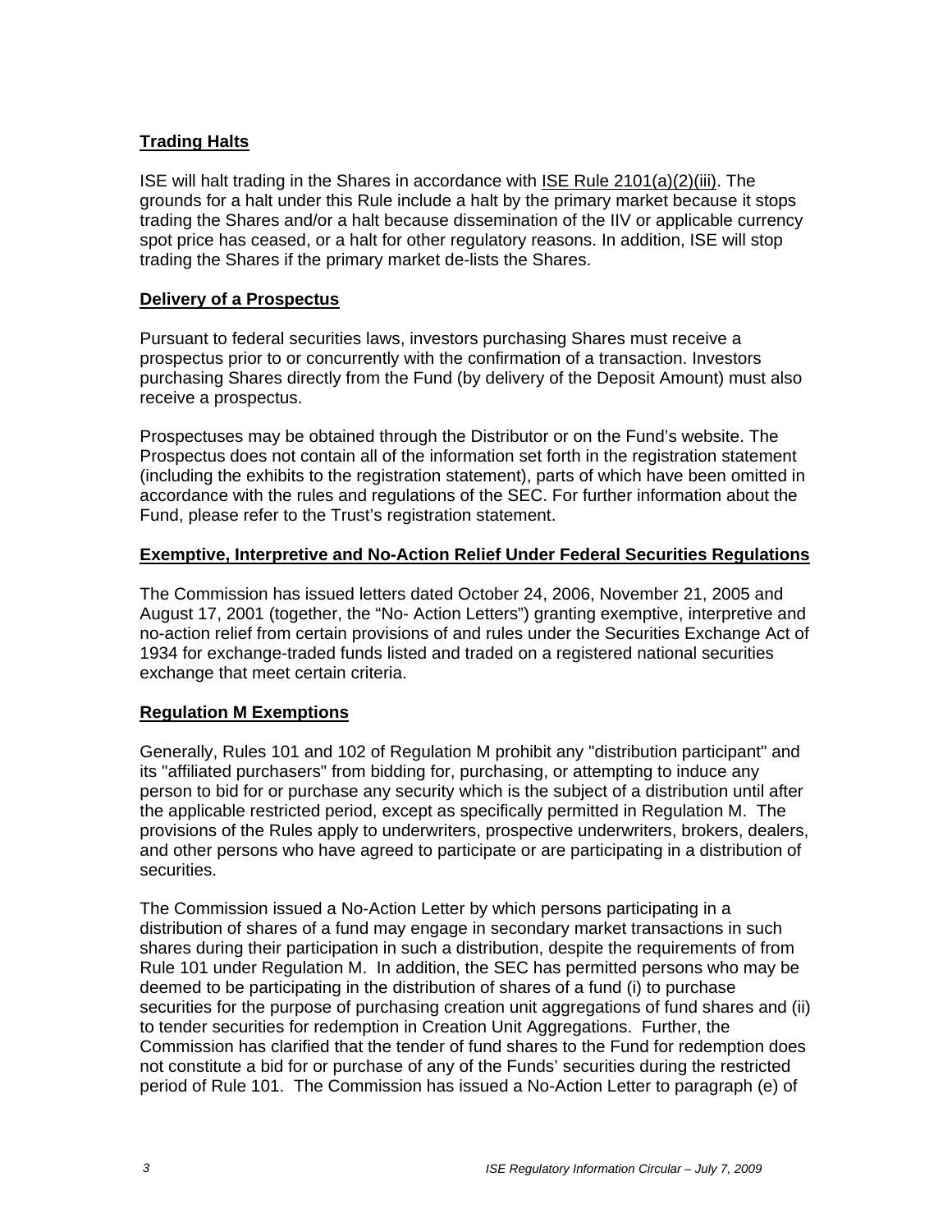**Trading Halts**

ISE will halt trading in the Shares in accordance with ISE Rule 2101(a)(2)(iii). The grounds for a halt under this Rule include a halt by the primary market because it stops trading the Shares and/or a halt because dissemination of the IIV or applicable currency spot price has ceased, or a halt for other regulatory reasons. In addition, ISE will stop trading the Shares if the primary market de-lists the Shares.

**Delivery of a Prospectus**

Pursuant to federal securities laws, investors purchasing Shares must receive a prospectus prior to or concurrently with the confirmation of a transaction. Investors purchasing Shares directly from the Fund (by delivery of the Deposit Amount) must also receive a prospectus.

Prospectuses may be obtained through the Distributor or on the Fund's website. The Prospectus does not contain all of the information set forth in the registration statement (including the exhibits to the registration statement), parts of which have been omitted in accordance with the rules and regulations of the SEC. For further information about the Fund, please refer to the Trust's registration statement.

**Exemptive, Interpretive and No-Action Relief Under Federal Securities Regulations**

The Commission has issued letters dated October 24, 2006, November 21, 2005 and August 17, 2001 (together, the "No- Action Letters") granting exemptive, interpretive and no-action relief from certain provisions of and rules under the Securities Exchange Act of 1934 for exchange-traded funds listed and traded on a registered national securities exchange that meet certain criteria.

**Regulation M Exemptions**

Generally, Rules 101 and 102 of Regulation M prohibit any "distribution participant" and its "affiliated purchasers" from bidding for, purchasing, or attempting to induce any person to bid for or purchase any security which is the subject of a distribution until after the applicable restricted period, except as specifically permitted in Regulation M. The provisions of the Rules apply to underwriters, prospective underwriters, brokers, dealers, and other persons who have agreed to participate or are participating in a distribution of securities.

The Commission issued a No-Action Letter by which persons participating in a distribution of shares of a fund may engage in secondary market transactions in such shares during their participation in such a distribution, despite the requirements of from Rule 101 under Regulation M. In addition, the SEC has permitted persons who may be deemed to be participating in the distribution of shares of a fund (i) to purchase securities for the purpose of purchasing creation unit aggregations of fund shares and (ii) to tender securities for redemption in Creation Unit Aggregations. Further, the Commission has clarified that the tender of fund shares to the Fund for redemption does not constitute a bid for or purchase of any of the Funds' securities during the restricted period of Rule 101. The Commission has issued a No-Action Letter to paragraph (e) of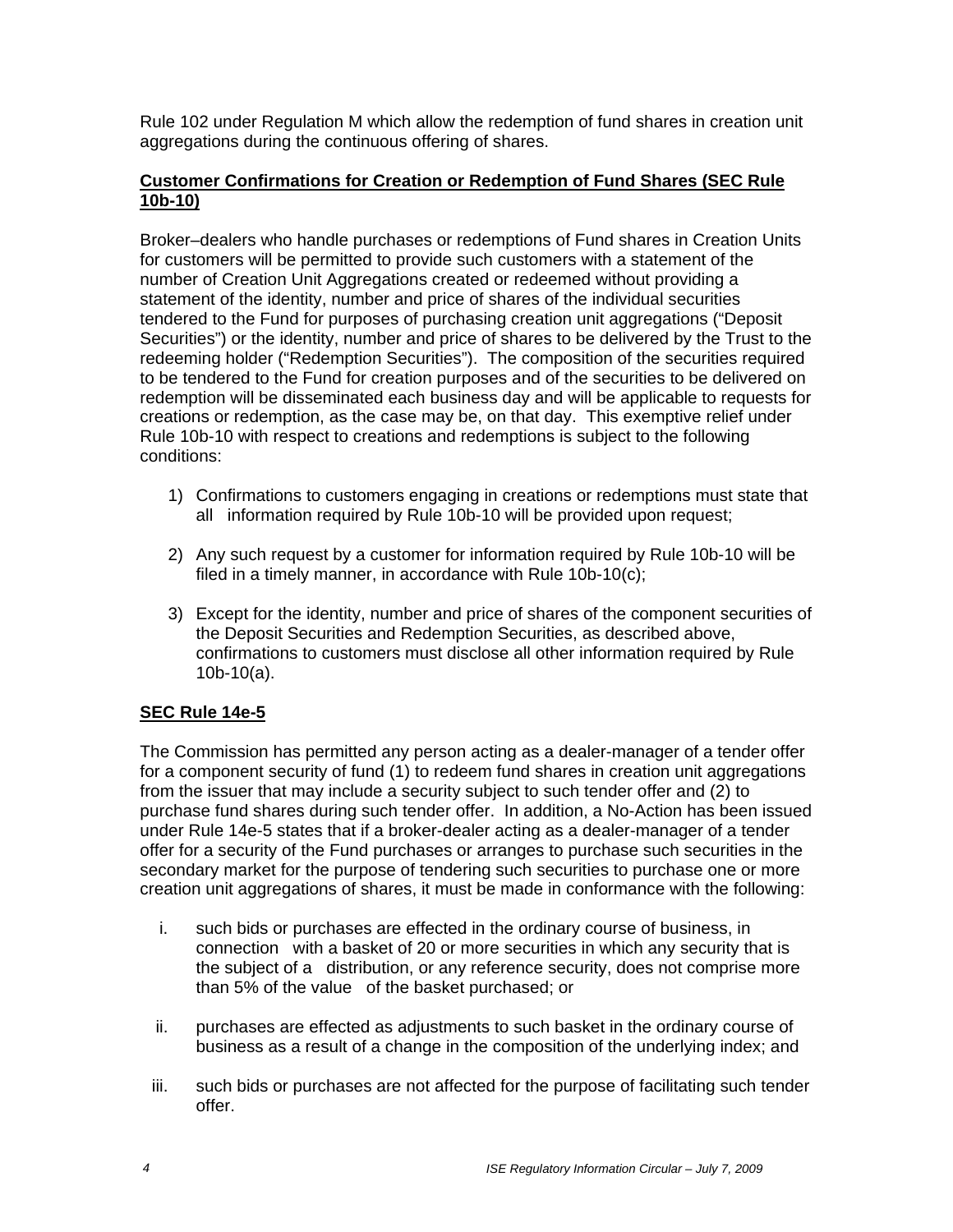Rule 102 under Regulation M which allow the redemption of fund shares in creation unit aggregations during the continuous offering of shares.

**Customer Confirmations for Creation or Redemption of Fund Shares (SEC Rule 10b-10)**

Broker–dealers who handle purchases or redemptions of Fund shares in Creation Units for customers will be permitted to provide such customers with a statement of the number of Creation Unit Aggregations created or redeemed without providing a statement of the identity, number and price of shares of the individual securities tendered to the Fund for purposes of purchasing creation unit aggregations ("Deposit Securities") or the identity, number and price of shares to be delivered by the Trust to the redeeming holder ("Redemption Securities"). The composition of the securities required to be tendered to the Fund for creation purposes and of the securities to be delivered on redemption will be disseminated each business day and will be applicable to requests for creations or redemption, as the case may be, on that day. This exemptive relief under Rule 10b-10 with respect to creations and redemptions is subject to the following conditions:

1) Confirmations to customers engaging in creations or redemptions must state that all information required by Rule 10b-10 will be provided upon request;

2) Any such request by a customer for information required by Rule 10b-10 will be filed in a timely manner, in accordance with Rule 10b-10(c);

3) Except for the identity, number and price of shares of the component securities of the Deposit Securities and Redemption Securities, as described above, confirmations to customers must disclose all other information required by Rule 10b-10(a).

**SEC Rule 14e-5**

The Commission has permitted any person acting as a dealer-manager of a tender offer for a component security of fund (1) to redeem fund shares in creation unit aggregations from the issuer that may include a security subject to such tender offer and (2) to purchase fund shares during such tender offer. In addition, a No-Action has been issued under Rule 14e-5 states that if a broker-dealer acting as a dealer-manager of a tender offer for a security of the Fund purchases or arranges to purchase such securities in the secondary market for the purpose of tendering such securities to purchase one or more creation unit aggregations of shares, it must be made in conformance with the following:

i. such bids or purchases are effected in the ordinary course of business, in connection with a basket of 20 or more securities in which any security that is the subject of a distribution, or any reference security, does not comprise more than 5% of the value of the basket purchased; or

ii. purchases are effected as adjustments to such basket in the ordinary course of business as a result of a change in the composition of the underlying index; and

iii. such bids or purchases are not affected for the purpose of facilitating such tender offer.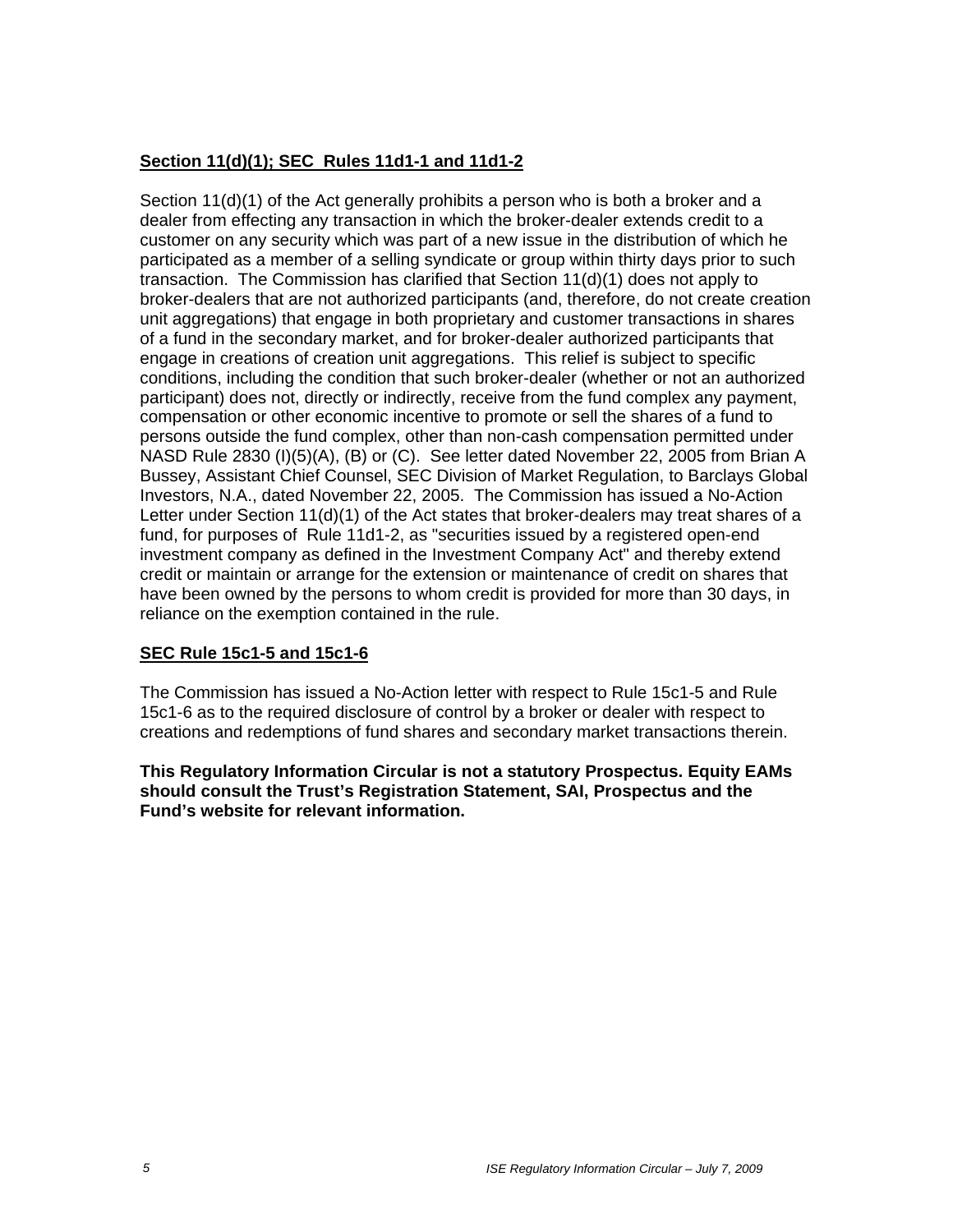**Section 11(d)(1); SEC Rules 11d1-1 and 11d1-2**

Section 11(d)(1) of the Act generally prohibits a person who is both a broker and a dealer from effecting any transaction in which the broker-dealer extends credit to a customer on any security which was part of a new issue in the distribution of which he participated as a member of a selling syndicate or group within thirty days prior to such transaction. The Commission has clarified that Section 11(d)(1) does not apply to broker-dealers that are not authorized participants (and, therefore, do not create creation unit aggregations) that engage in both proprietary and customer transactions in shares of a fund in the secondary market, and for broker-dealer authorized participants that engage in creations of creation unit aggregations. This relief is subject to specific conditions, including the condition that such broker-dealer (whether or not an authorized participant) does not, directly or indirectly, receive from the fund complex any payment, compensation or other economic incentive to promote or sell the shares of a fund to persons outside the fund complex, other than non-cash compensation permitted under NASD Rule 2830 (I)(5)(A), (B) or (C). See letter dated November 22, 2005 from Brian A Bussey, Assistant Chief Counsel, SEC Division of Market Regulation, to Barclays Global Investors, N.A., dated November 22, 2005. The Commission has issued a No-Action Letter under Section 11(d)(1) of the Act states that broker-dealers may treat shares of a fund, for purposes of Rule 11d1-2, as "securities issued by a registered open-end investment company as defined in the Investment Company Act" and thereby extend credit or maintain or arrange for the extension or maintenance of credit on shares that have been owned by the persons to whom credit is provided for more than 30 days, in reliance on the exemption contained in the rule.

**SEC Rule 15c1-5 and 15c1-6**

The Commission has issued a No-Action letter with respect to Rule 15c1-5 and Rule 15c1-6 as to the required disclosure of control by a broker or dealer with respect to creations and redemptions of fund shares and secondary market transactions therein.

**This Regulatory Information Circular is not a statutory Prospectus. Equity EAMs should consult the Trust's Registration Statement, SAI, Prospectus and the Fund's website for relevant information.**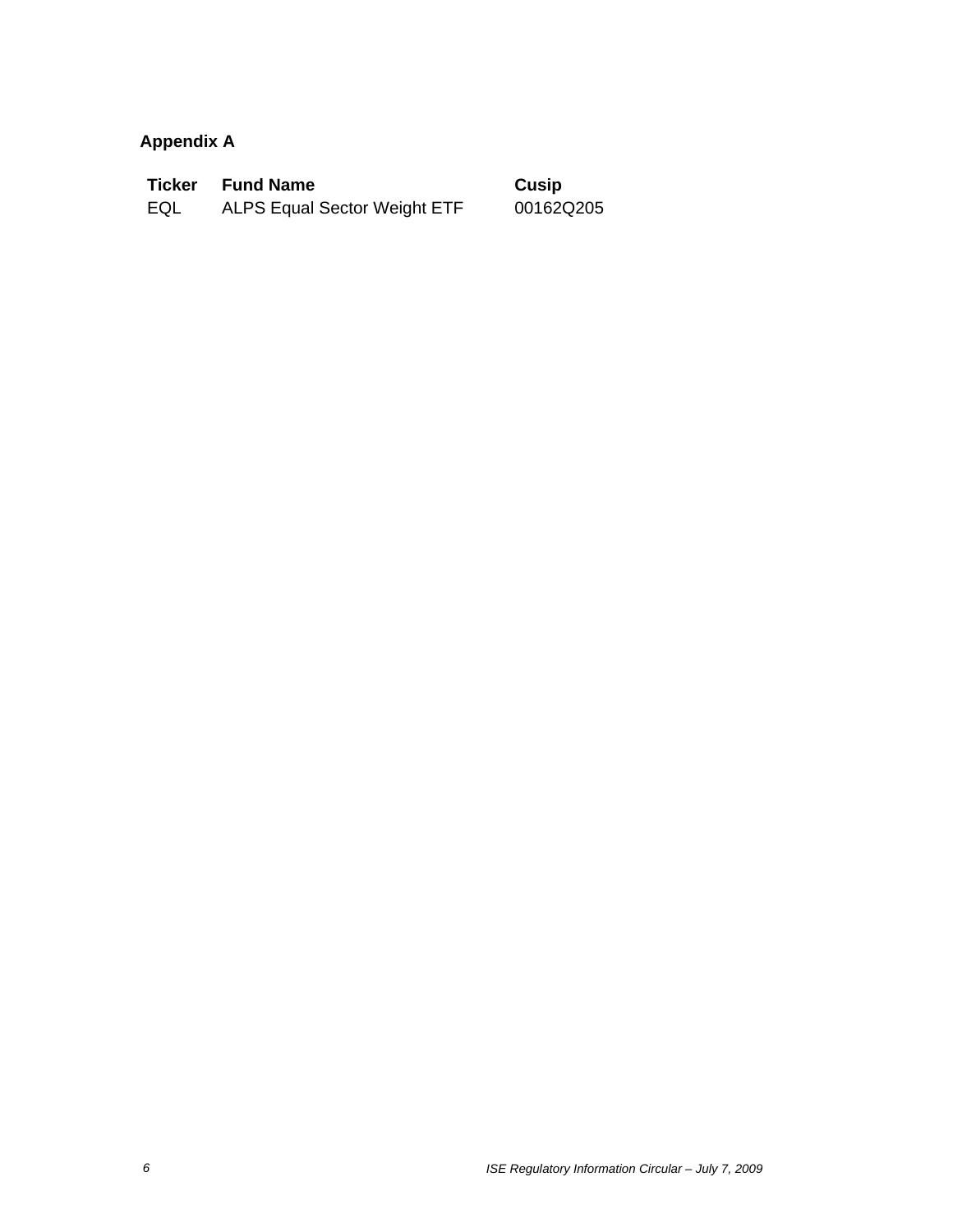## Appendix A

| Ticker | Fund Name | Cusip |
|---|---|---|
| EQL | ALPS Equal Sector Weight ETF | 00162Q205 |